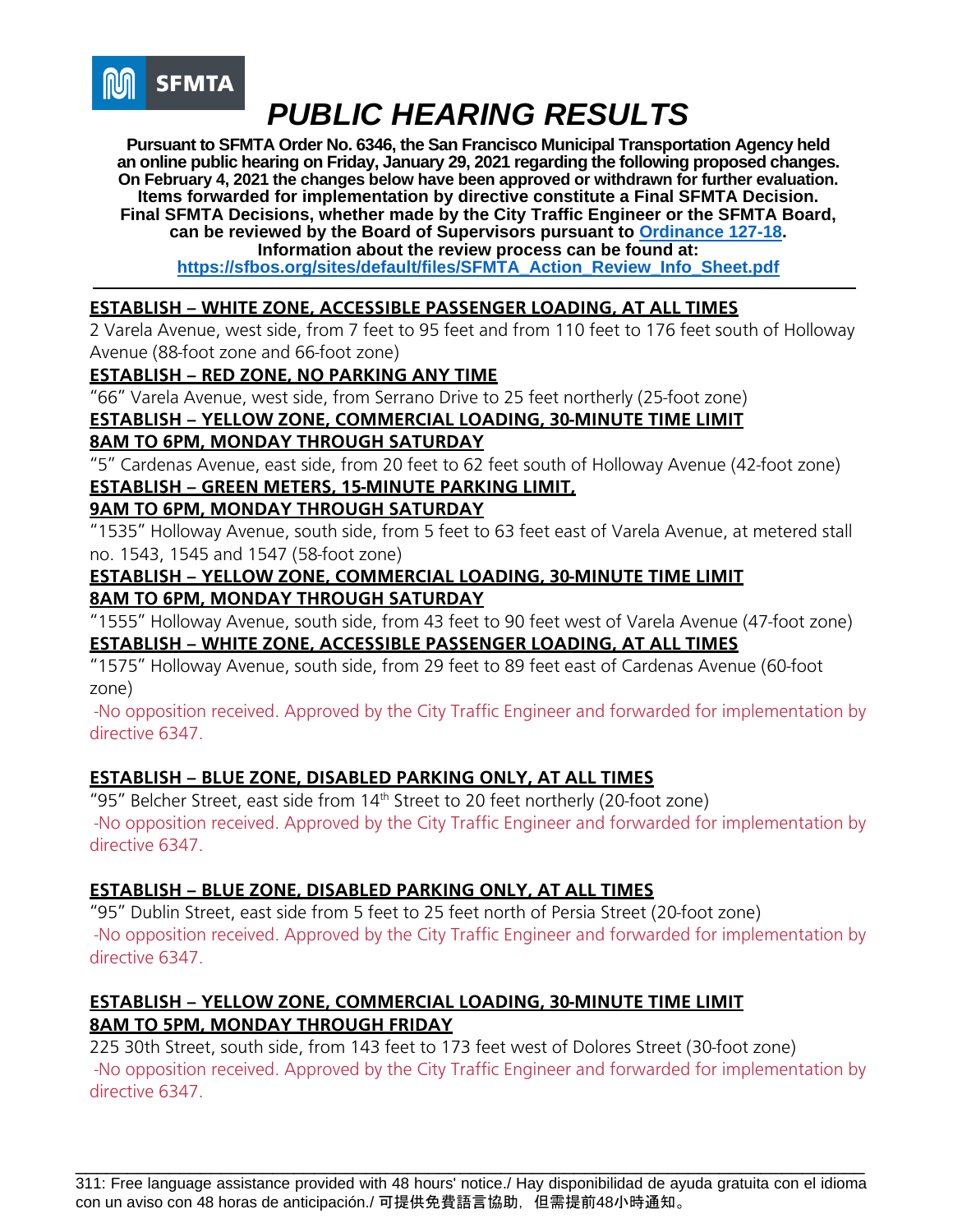SFMTA

# PUBLIC HEARING RESULTS

**Pursuant to SFMTA Order No. 6346, the San Francisco Municipal Transportation Agency held an online public hearing on Friday, January 29, 2021 regarding the following proposed changes. On February 4, 2021 the changes below have been approved or withdrawn for further evaluation. Items forwarded for implementation by directive constitute a Final SFMTA Decision. Final SFMTA Decisions, whether made by the City Traffic Engineer or the SFMTA Board, can be reviewed by the Board of Supervisors pursuant to [Ordinance 127-18](). Information about the review process can be found at: https://sfbos.org/sites/default/files/SFMTA_Action_Review_Info_Sheet.pdf**

---

**ESTABLISH – WHITE ZONE, ACCESSIBLE PASSENGER LOADING, AT ALL TIMES**

2 Varela Avenue, west side, from 7 feet to 95 feet and from 110 feet to 176 feet south of Holloway Avenue (88-foot zone and 66-foot zone)

**ESTABLISH – RED ZONE, NO PARKING ANY TIME**

"66" Varela Avenue, west side, from Serrano Drive to 25 feet northerly (25-foot zone)

**ESTABLISH – YELLOW ZONE, COMMERCIAL LOADING, 30-MINUTE TIME LIMIT 8AM TO 6PM, MONDAY THROUGH SATURDAY**

"5" Cardenas Avenue, east side, from 20 feet to 62 feet south of Holloway Avenue (42-foot zone)

**ESTABLISH – GREEN METERS, 15-MINUTE PARKING LIMIT, 9AM TO 6PM, MONDAY THROUGH SATURDAY**

"1535" Holloway Avenue, south side, from 5 feet to 63 feet east of Varela Avenue, at metered stall no. 1543, 1545 and 1547 (58-foot zone)

**ESTABLISH – YELLOW ZONE, COMMERCIAL LOADING, 30-MINUTE TIME LIMIT 8AM TO 6PM, MONDAY THROUGH SATURDAY**

"1555" Holloway Avenue, south side, from 43 feet to 90 feet west of Varela Avenue (47-foot zone)

**ESTABLISH – WHITE ZONE, ACCESSIBLE PASSENGER LOADING, AT ALL TIMES**

"1575" Holloway Avenue, south side, from 29 feet to 89 feet east of Cardenas Avenue (60-foot zone)

-No opposition received. Approved by the City Traffic Engineer and forwarded for implementation by directive 6347.

**ESTABLISH – BLUE ZONE, DISABLED PARKING ONLY, AT ALL TIMES**

"95" Belcher Street, east side from 14th Street to 20 feet northerly (20-foot zone)

-No opposition received. Approved by the City Traffic Engineer and forwarded for implementation by directive 6347.

**ESTABLISH – BLUE ZONE, DISABLED PARKING ONLY, AT ALL TIMES**

"95" Dublin Street, east side from 5 feet to 25 feet north of Persia Street (20-foot zone)

-No opposition received. Approved by the City Traffic Engineer and forwarded for implementation by directive 6347.

**ESTABLISH – YELLOW ZONE, COMMERCIAL LOADING, 30-MINUTE TIME LIMIT 8AM TO 5PM, MONDAY THROUGH FRIDAY**

225 30th Street, south side, from 143 feet to 173 feet west of Dolores Street (30-foot zone)

-No opposition received. Approved by the City Traffic Engineer and forwarded for implementation by directive 6347.

---

311: Free language assistance provided with 48 hours' notice./ Hay disponibilidad de ayuda gratuita con el idioma con un aviso con 48 horas de anticipación./ 可提供免費語言協助，但需提前48小時通知。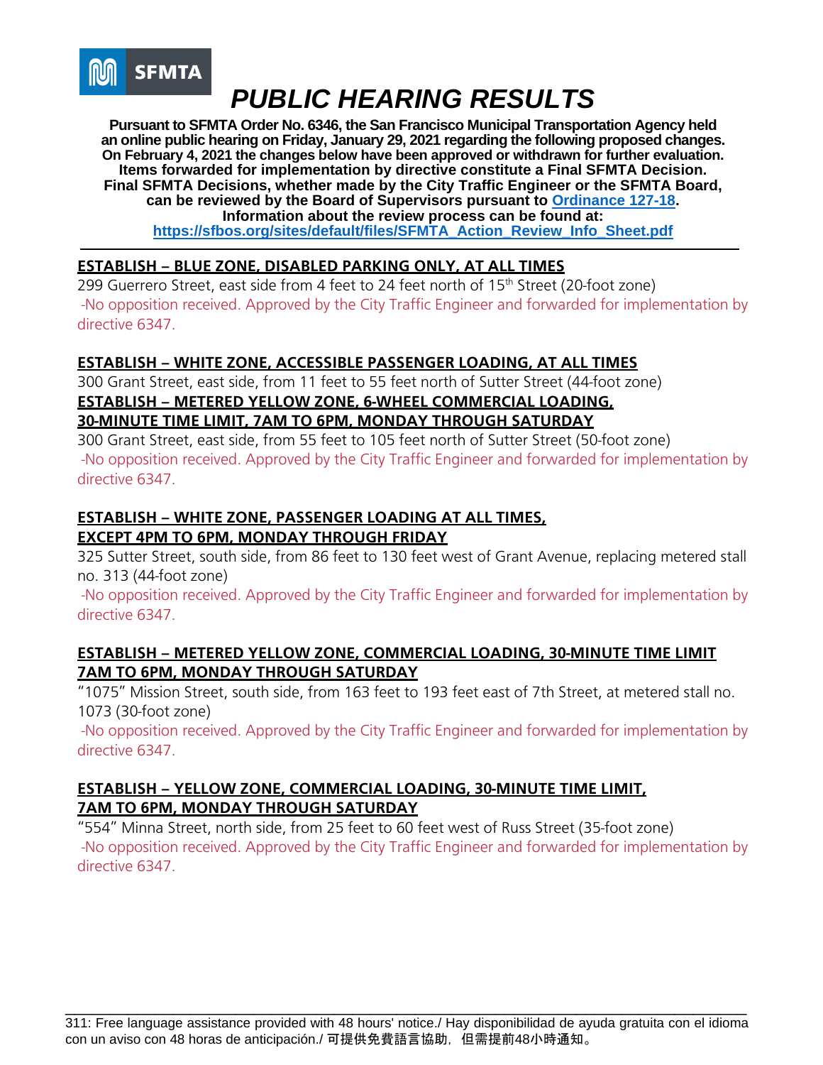SFMTA

# PUBLIC HEARING RESULTS

**Pursuant to SFMTA Order No. 6346, the San Francisco Municipal Transportation Agency held an online public hearing on Friday, January 29, 2021 regarding the following proposed changes. On February 4, 2021 the changes below have been approved or withdrawn for further evaluation. Items forwarded for implementation by directive constitute a Final SFMTA Decision. Final SFMTA Decisions, whether made by the City Traffic Engineer or the SFMTA Board, can be reviewed by the Board of Supervisors pursuant to [Ordinance 127-18](). Information about the review process can be found at: https://sfbos.org/sites/default/files/SFMTA_Action_Review_Info_Sheet.pdf**

---

**ESTABLISH – BLUE ZONE, DISABLED PARKING ONLY, AT ALL TIMES**

299 Guerrero Street, east side from 4 feet to 24 feet north of 15th Street (20-foot zone)

-No opposition received. Approved by the City Traffic Engineer and forwarded for implementation by directive 6347.

**ESTABLISH – WHITE ZONE, ACCESSIBLE PASSENGER LOADING, AT ALL TIMES**

300 Grant Street, east side, from 11 feet to 55 feet north of Sutter Street (44-foot zone)

**ESTABLISH – METERED YELLOW ZONE, 6-WHEEL COMMERCIAL LOADING, 30-MINUTE TIME LIMIT, 7AM TO 6PM, MONDAY THROUGH SATURDAY**

300 Grant Street, east side, from 55 feet to 105 feet north of Sutter Street (50-foot zone)

-No opposition received. Approved by the City Traffic Engineer and forwarded for implementation by directive 6347.

**ESTABLISH – WHITE ZONE, PASSENGER LOADING AT ALL TIMES, EXCEPT 4PM TO 6PM, MONDAY THROUGH FRIDAY**

325 Sutter Street, south side, from 86 feet to 130 feet west of Grant Avenue, replacing metered stall no. 313 (44-foot zone)

-No opposition received. Approved by the City Traffic Engineer and forwarded for implementation by directive 6347.

**ESTABLISH – METERED YELLOW ZONE, COMMERCIAL LOADING, 30-MINUTE TIME LIMIT 7AM TO 6PM, MONDAY THROUGH SATURDAY**

"1075" Mission Street, south side, from 163 feet to 193 feet east of 7th Street, at metered stall no. 1073 (30-foot zone)

-No opposition received. Approved by the City Traffic Engineer and forwarded for implementation by directive 6347.

**ESTABLISH – YELLOW ZONE, COMMERCIAL LOADING, 30-MINUTE TIME LIMIT, 7AM TO 6PM, MONDAY THROUGH SATURDAY**

"554" Minna Street, north side, from 25 feet to 60 feet west of Russ Street (35-foot zone)

-No opposition received. Approved by the City Traffic Engineer and forwarded for implementation by directive 6347.

---

311: Free language assistance provided with 48 hours' notice./ Hay disponibilidad de ayuda gratuita con el idioma con un aviso con 48 horas de anticipación./ 可提供免費語言協助，但需提前48小時通知。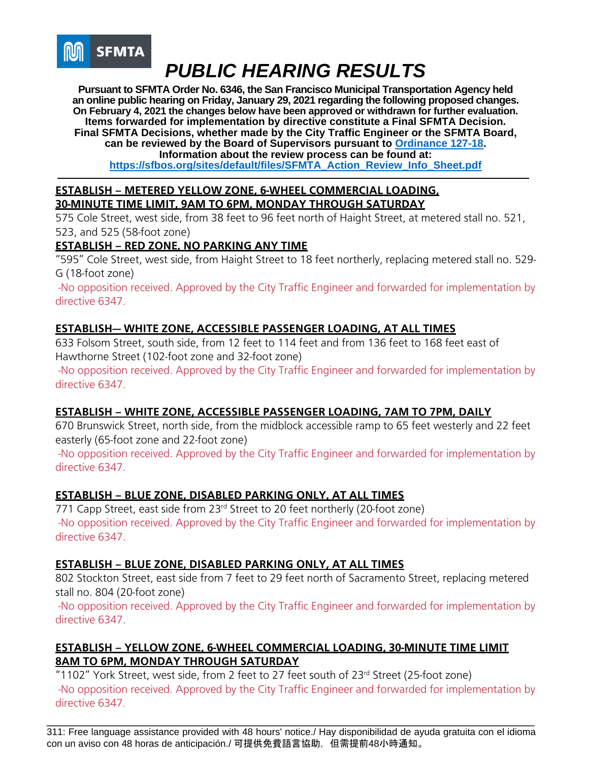SFMTA

# PUBLIC HEARING RESULTS

**Pursuant to SFMTA Order No. 6346, the San Francisco Municipal Transportation Agency held an online public hearing on Friday, January 29, 2021 regarding the following proposed changes. On February 4, 2021 the changes below have been approved or withdrawn for further evaluation. Items forwarded for implementation by directive constitute a Final SFMTA Decision. Final SFMTA Decisions, whether made by the City Traffic Engineer or the SFMTA Board, can be reviewed by the Board of Supervisors pursuant to [Ordinance 127-18](). Information about the review process can be found at: https://sfbos.org/sites/default/files/SFMTA_Action_Review_Info_Sheet.pdf**

---

**ESTABLISH – METERED YELLOW ZONE, 6-WHEEL COMMERCIAL LOADING, 30-MINUTE TIME LIMIT, 9AM TO 6PM, MONDAY THROUGH SATURDAY**

575 Cole Street, west side, from 38 feet to 96 feet north of Haight Street, at metered stall no. 521, 523, and 525 (58-foot zone)

**ESTABLISH – RED ZONE, NO PARKING ANY TIME**

"595" Cole Street, west side, from Haight Street to 18 feet northerly, replacing metered stall no. 529-G (18-foot zone)

-No opposition received. Approved by the City Traffic Engineer and forwarded for implementation by directive 6347.

**ESTABLISH— WHITE ZONE, ACCESSIBLE PASSENGER LOADING, AT ALL TIMES**

633 Folsom Street, south side, from 12 feet to 114 feet and from 136 feet to 168 feet east of Hawthorne Street (102-foot zone and 32-foot zone)

-No opposition received. Approved by the City Traffic Engineer and forwarded for implementation by directive 6347.

**ESTABLISH – WHITE ZONE, ACCESSIBLE PASSENGER LOADING, 7AM TO 7PM, DAILY**

670 Brunswick Street, north side, from the midblock accessible ramp to 65 feet westerly and 22 feet easterly (65-foot zone and 22-foot zone)

-No opposition received. Approved by the City Traffic Engineer and forwarded for implementation by directive 6347.

**ESTABLISH – BLUE ZONE, DISABLED PARKING ONLY, AT ALL TIMES**

771 Capp Street, east side from 23rd Street to 20 feet northerly (20-foot zone)

-No opposition received. Approved by the City Traffic Engineer and forwarded for implementation by directive 6347.

**ESTABLISH – BLUE ZONE, DISABLED PARKING ONLY, AT ALL TIMES**

802 Stockton Street, east side from 7 feet to 29 feet north of Sacramento Street, replacing metered stall no. 804 (20-foot zone)

-No opposition received. Approved by the City Traffic Engineer and forwarded for implementation by directive 6347.

**ESTABLISH – YELLOW ZONE, 6-WHEEL COMMERCIAL LOADING, 30-MINUTE TIME LIMIT 8AM TO 6PM, MONDAY THROUGH SATURDAY**

"1102" York Street, west side, from 2 feet to 27 feet south of 23rd Street (25-foot zone)

-No opposition received. Approved by the City Traffic Engineer and forwarded for implementation by directive 6347.

---

311: Free language assistance provided with 48 hours' notice./ Hay disponibilidad de ayuda gratuita con el idioma con un aviso con 48 horas de anticipación./ 可提供免費語言協助，但需提前48小時通知。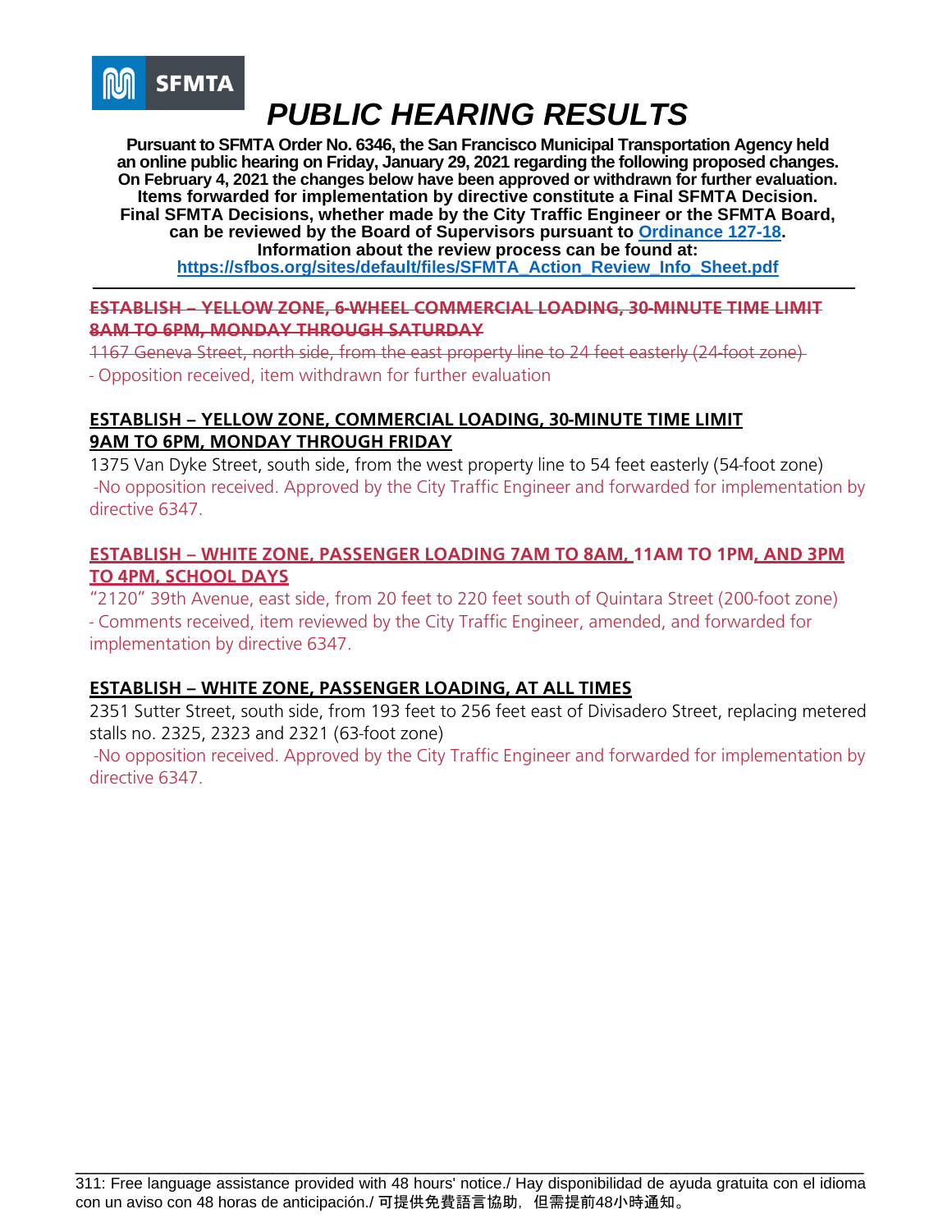# PUBLIC HEARING RESULTS

**Pursuant to SFMTA Order No. 6346, the San Francisco Municipal Transportation Agency held an online public hearing on Friday, January 29, 2021 regarding the following proposed changes. On February 4, 2021 the changes below have been approved or withdrawn for further evaluation. Items forwarded for implementation by directive constitute a Final SFMTA Decision. Final SFMTA Decisions, whether made by the City Traffic Engineer or the SFMTA Board, can be reviewed by the Board of Supervisors pursuant to [Ordinance 127-18](). Information about the review process can be found at: [https://sfbos.org/sites/default/files/SFMTA_Action_Review_Info_Sheet.pdf](https://sfbos.org/sites/default/files/SFMTA_Action_Review_Info_Sheet.pdf)**

---

~~**ESTABLISH – YELLOW ZONE, 6-WHEEL COMMERCIAL LOADING, 30-MINUTE TIME LIMIT 8AM TO 6PM, MONDAY THROUGH SATURDAY**~~

~~1167 Geneva Street, north side, from the east property line to 24 feet easterly (24-foot zone)~~

- Opposition received, item withdrawn for further evaluation

**ESTABLISH – YELLOW ZONE, COMMERCIAL LOADING, 30-MINUTE TIME LIMIT 9AM TO 6PM, MONDAY THROUGH FRIDAY**

1375 Van Dyke Street, south side, from the west property line to 54 feet easterly (54-foot zone)

-No opposition received. Approved by the City Traffic Engineer and forwarded for implementation by directive 6347.

**ESTABLISH – WHITE ZONE, PASSENGER LOADING 7AM TO 8AM, 11AM TO 1PM, AND 3PM TO 4PM, SCHOOL DAYS**

"2120" 39th Avenue, east side, from 20 feet to 220 feet south of Quintara Street (200-foot zone)

- Comments received, item reviewed by the City Traffic Engineer, amended, and forwarded for implementation by directive 6347.

**ESTABLISH – WHITE ZONE, PASSENGER LOADING, AT ALL TIMES**

2351 Sutter Street, south side, from 193 feet to 256 feet east of Divisadero Street, replacing metered stalls no. 2325, 2323 and 2321 (63-foot zone)

-No opposition received. Approved by the City Traffic Engineer and forwarded for implementation by directive 6347.

---

311: Free language assistance provided with 48 hours' notice./ Hay disponibilidad de ayuda gratuita con el idioma con un aviso con 48 horas de anticipación./ 可提供免費語言協助，但需提前48小時通知。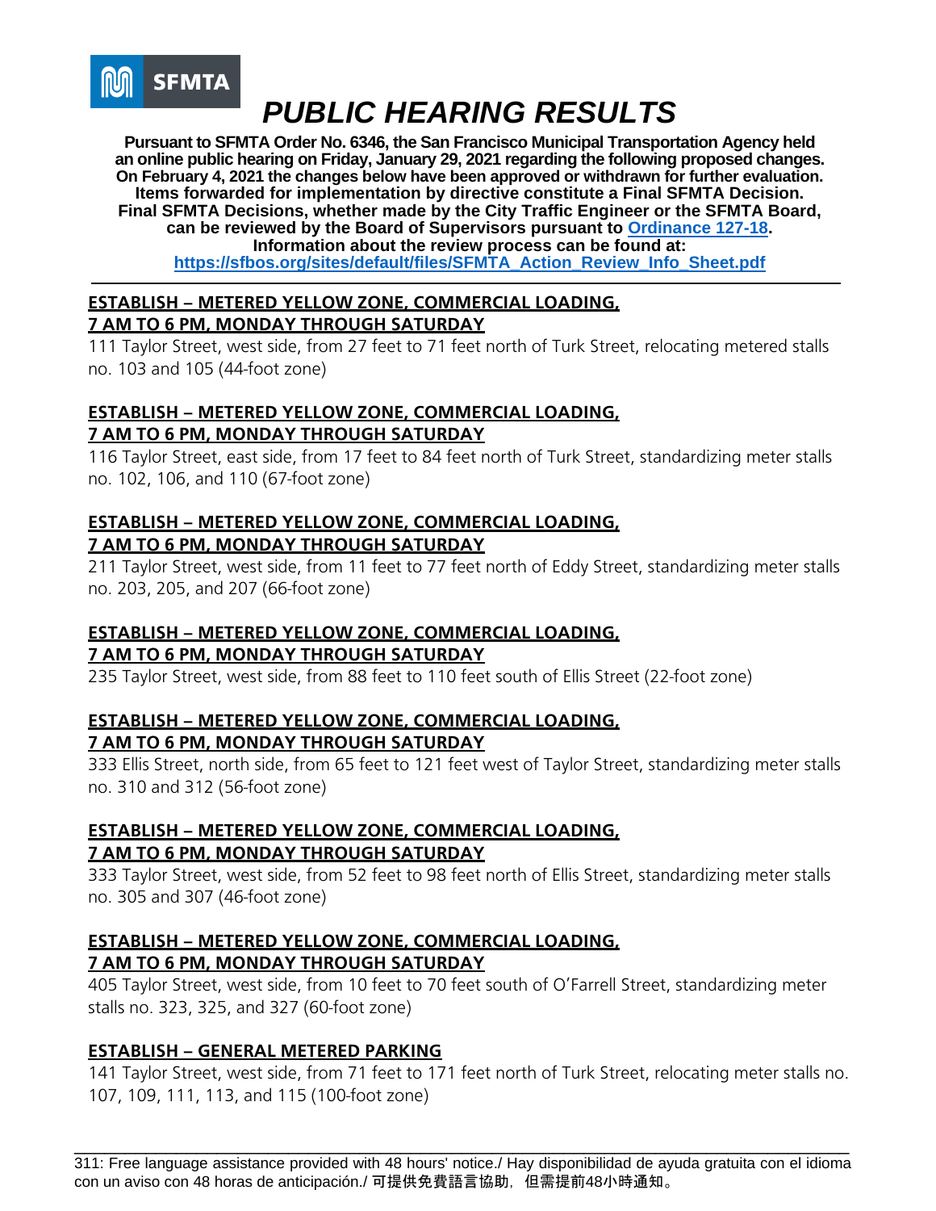# PUBLIC HEARING RESULTS

**Pursuant to SFMTA Order No. 6346, the San Francisco Municipal Transportation Agency held an online public hearing on Friday, January 29, 2021 regarding the following proposed changes. On February 4, 2021 the changes below have been approved or withdrawn for further evaluation. Items forwarded for implementation by directive constitute a Final SFMTA Decision. Final SFMTA Decisions, whether made by the City Traffic Engineer or the SFMTA Board, can be reviewed by the Board of Supervisors pursuant to [Ordinance 127-18](). Information about the review process can be found at: [https://sfbos.org/sites/default/files/SFMTA_Action_Review_Info_Sheet.pdf](https://sfbos.org/sites/default/files/SFMTA_Action_Review_Info_Sheet.pdf)**

---

**ESTABLISH – METERED YELLOW ZONE, COMMERCIAL LOADING, 7 AM TO 6 PM, MONDAY THROUGH SATURDAY**

111 Taylor Street, west side, from 27 feet to 71 feet north of Turk Street, relocating metered stalls no. 103 and 105 (44-foot zone)

**ESTABLISH – METERED YELLOW ZONE, COMMERCIAL LOADING, 7 AM TO 6 PM, MONDAY THROUGH SATURDAY**

116 Taylor Street, east side, from 17 feet to 84 feet north of Turk Street, standardizing meter stalls no. 102, 106, and 110 (67-foot zone)

**ESTABLISH – METERED YELLOW ZONE, COMMERCIAL LOADING, 7 AM TO 6 PM, MONDAY THROUGH SATURDAY**

211 Taylor Street, west side, from 11 feet to 77 feet north of Eddy Street, standardizing meter stalls no. 203, 205, and 207 (66-foot zone)

**ESTABLISH – METERED YELLOW ZONE, COMMERCIAL LOADING, 7 AM TO 6 PM, MONDAY THROUGH SATURDAY**

235 Taylor Street, west side, from 88 feet to 110 feet south of Ellis Street (22-foot zone)

**ESTABLISH – METERED YELLOW ZONE, COMMERCIAL LOADING, 7 AM TO 6 PM, MONDAY THROUGH SATURDAY**

333 Ellis Street, north side, from 65 feet to 121 feet west of Taylor Street, standardizing meter stalls no. 310 and 312 (56-foot zone)

**ESTABLISH – METERED YELLOW ZONE, COMMERCIAL LOADING, 7 AM TO 6 PM, MONDAY THROUGH SATURDAY**

333 Taylor Street, west side, from 52 feet to 98 feet north of Ellis Street, standardizing meter stalls no. 305 and 307 (46-foot zone)

**ESTABLISH – METERED YELLOW ZONE, COMMERCIAL LOADING, 7 AM TO 6 PM, MONDAY THROUGH SATURDAY**

405 Taylor Street, west side, from 10 feet to 70 feet south of O'Farrell Street, standardizing meter stalls no. 323, 325, and 327 (60-foot zone)

**ESTABLISH – GENERAL METERED PARKING**

141 Taylor Street, west side, from 71 feet to 171 feet north of Turk Street, relocating meter stalls no. 107, 109, 111, 113, and 115 (100-foot zone)

---

311: Free language assistance provided with 48 hours' notice./ Hay disponibilidad de ayuda gratuita con el idioma con un aviso con 48 horas de anticipación./ 可提供免費語言協助，但需提前48小時通知。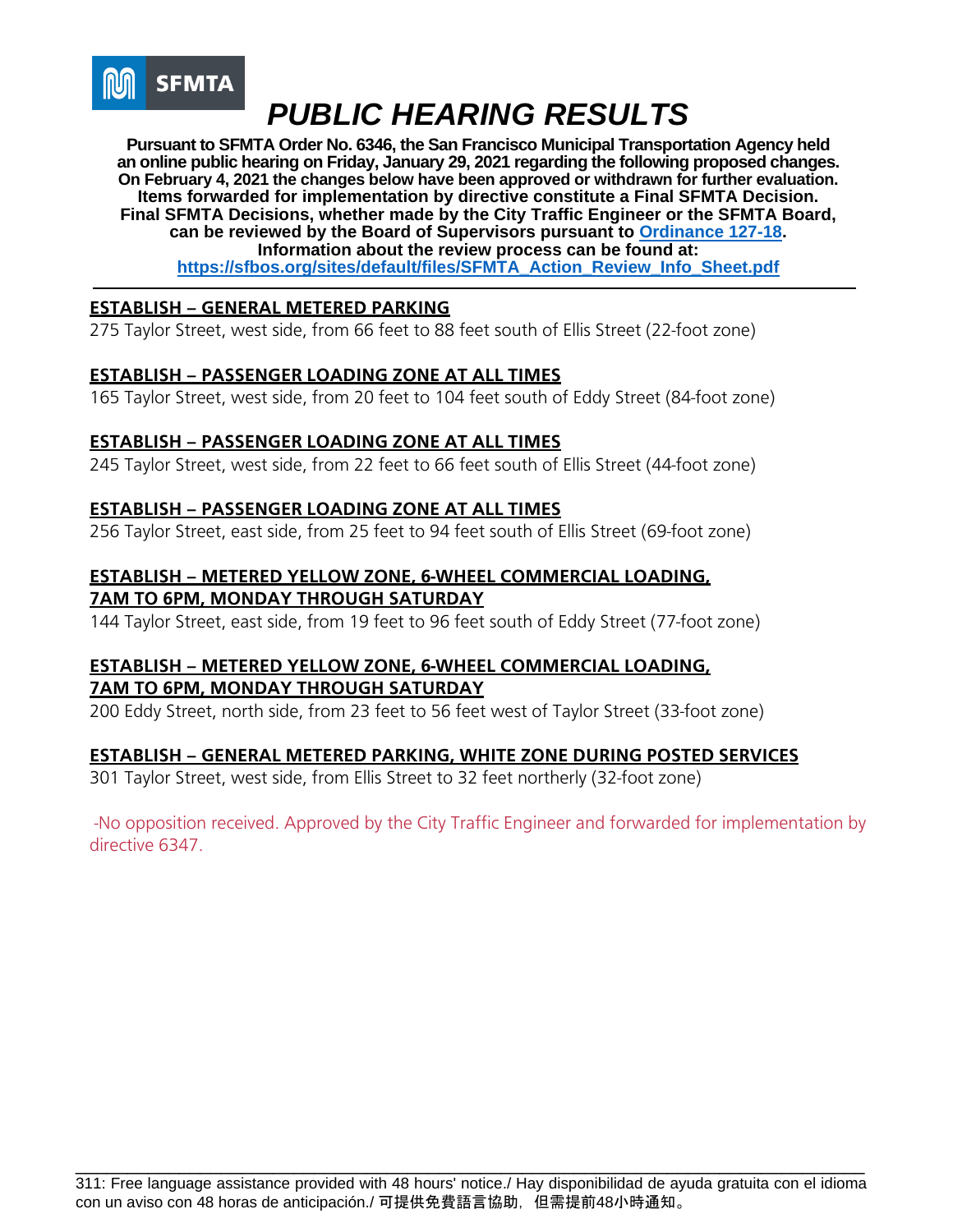# PUBLIC HEARING RESULTS

**Pursuant to SFMTA Order No. 6346, the San Francisco Municipal Transportation Agency held an online public hearing on Friday, January 29, 2021 regarding the following proposed changes. On February 4, 2021 the changes below have been approved or withdrawn for further evaluation. Items forwarded for implementation by directive constitute a Final SFMTA Decision. Final SFMTA Decisions, whether made by the City Traffic Engineer or the SFMTA Board, can be reviewed by the Board of Supervisors pursuant to [Ordinance 127-18](Ordinance 127-18). Information about the review process can be found at: https://sfbos.org/sites/default/files/SFMTA_Action_Review_Info_Sheet.pdf**

---

**ESTABLISH – GENERAL METERED PARKING**

275 Taylor Street, west side, from 66 feet to 88 feet south of Ellis Street (22-foot zone)

**ESTABLISH – PASSENGER LOADING ZONE AT ALL TIMES**

165 Taylor Street, west side, from 20 feet to 104 feet south of Eddy Street (84-foot zone)

**ESTABLISH – PASSENGER LOADING ZONE AT ALL TIMES**

245 Taylor Street, west side, from 22 feet to 66 feet south of Ellis Street (44-foot zone)

**ESTABLISH – PASSENGER LOADING ZONE AT ALL TIMES**

256 Taylor Street, east side, from 25 feet to 94 feet south of Ellis Street (69-foot zone)

**ESTABLISH – METERED YELLOW ZONE, 6-WHEEL COMMERCIAL LOADING, 7AM TO 6PM, MONDAY THROUGH SATURDAY**

144 Taylor Street, east side, from 19 feet to 96 feet south of Eddy Street (77-foot zone)

**ESTABLISH – METERED YELLOW ZONE, 6-WHEEL COMMERCIAL LOADING, 7AM TO 6PM, MONDAY THROUGH SATURDAY**

200 Eddy Street, north side, from 23 feet to 56 feet west of Taylor Street (33-foot zone)

**ESTABLISH – GENERAL METERED PARKING, WHITE ZONE DURING POSTED SERVICES**

301 Taylor Street, west side, from Ellis Street to 32 feet northerly (32-foot zone)

-No opposition received. Approved by the City Traffic Engineer and forwarded for implementation by directive 6347.

---

311: Free language assistance provided with 48 hours' notice./ Hay disponibilidad de ayuda gratuita con el idioma con un aviso con 48 horas de anticipación./ 可提供免費語言協助，但需提前48小時通知。